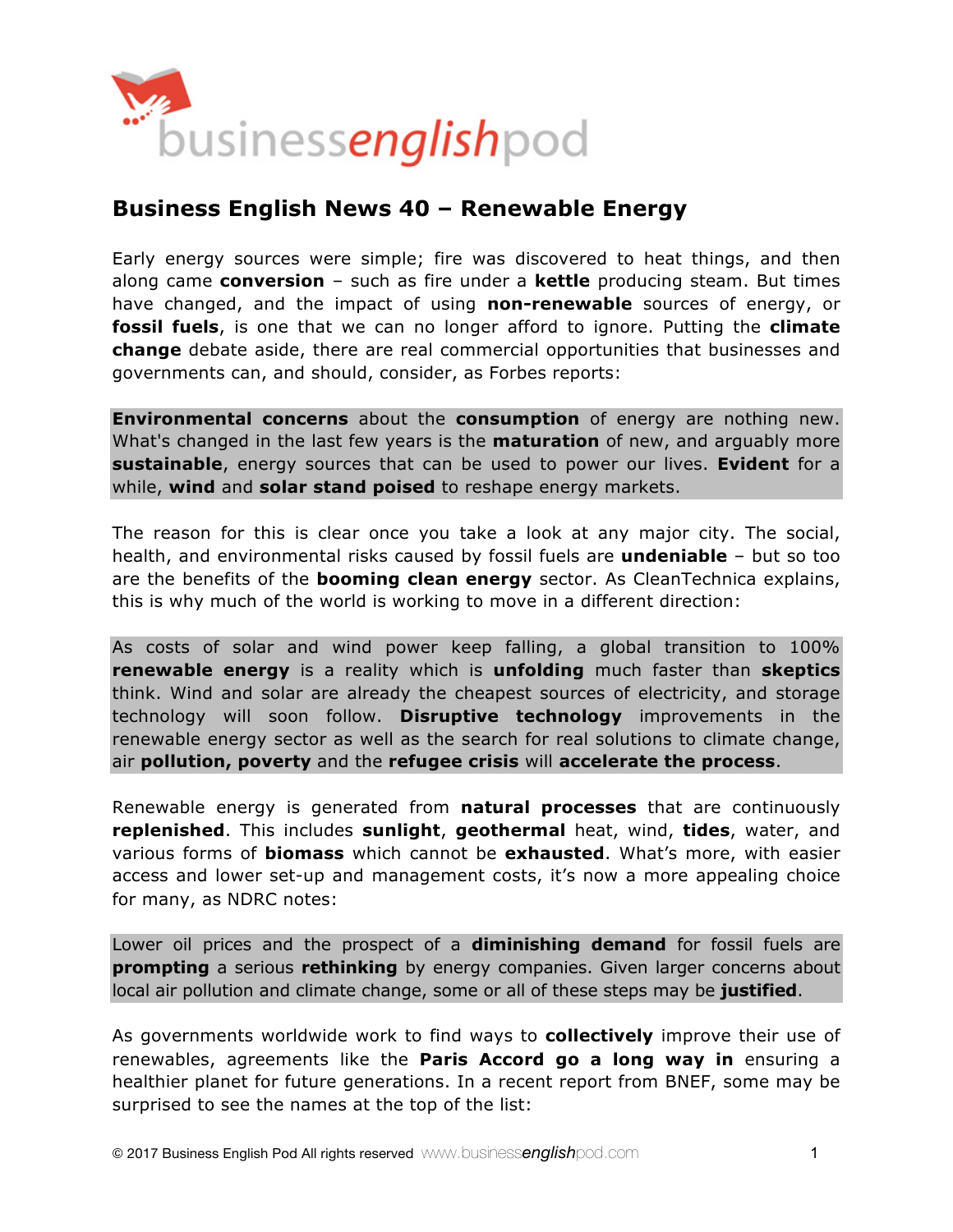# Business English News 40 – Renewable Energy

Early energy sources were simple; fire was discovered to heat things, and then along came **conversion** – such as fire under a **kettle** producing steam. But times have changed, and the impact of using **non-renewable** sources of energy, or **fossil fuels**, is one that we can no longer afford to ignore. Putting the **climate change** debate aside, there are real commercial opportunities that businesses and governments can, and should, consider, as Forbes reports:

> **Environmental concerns** about the **consumption** of energy are nothing new. What's changed in the last few years is the **maturation** of new, and arguably more **sustainable**, energy sources that can be used to power our lives. **Evident** for a while, **wind** and **solar stand poised** to reshape energy markets.

The reason for this is clear once you take a look at any major city. The social, health, and environmental risks caused by fossil fuels are **undeniable** – but so too are the benefits of the **booming clean energy** sector. As CleanTechnica explains, this is why much of the world is working to move in a different direction:

> As costs of solar and wind power keep falling, a global transition to 100% **renewable energy** is a reality which is **unfolding** much faster than **skeptics** think. Wind and solar are already the cheapest sources of electricity, and storage technology will soon follow. **Disruptive technology** improvements in the renewable energy sector as well as the search for real solutions to climate change, air **pollution, poverty** and the **refugee crisis** will **accelerate the process**.

Renewable energy is generated from **natural processes** that are continuously **replenished**. This includes **sunlight**, **geothermal** heat, wind, **tides**, water, and various forms of **biomass** which cannot be **exhausted**. What's more, with easier access and lower set-up and management costs, it's now a more appealing choice for many, as NDRC notes:

> Lower oil prices and the prospect of a **diminishing demand** for fossil fuels are **prompting** a serious **rethinking** by energy companies. Given larger concerns about local air pollution and climate change, some or all of these steps may be **justified**.

As governments worldwide work to find ways to **collectively** improve their use of renewables, agreements like the **Paris Accord go a long way in** ensuring a healthier planet for future generations. In a recent report from BNEF, some may be surprised to see the names at the top of the list: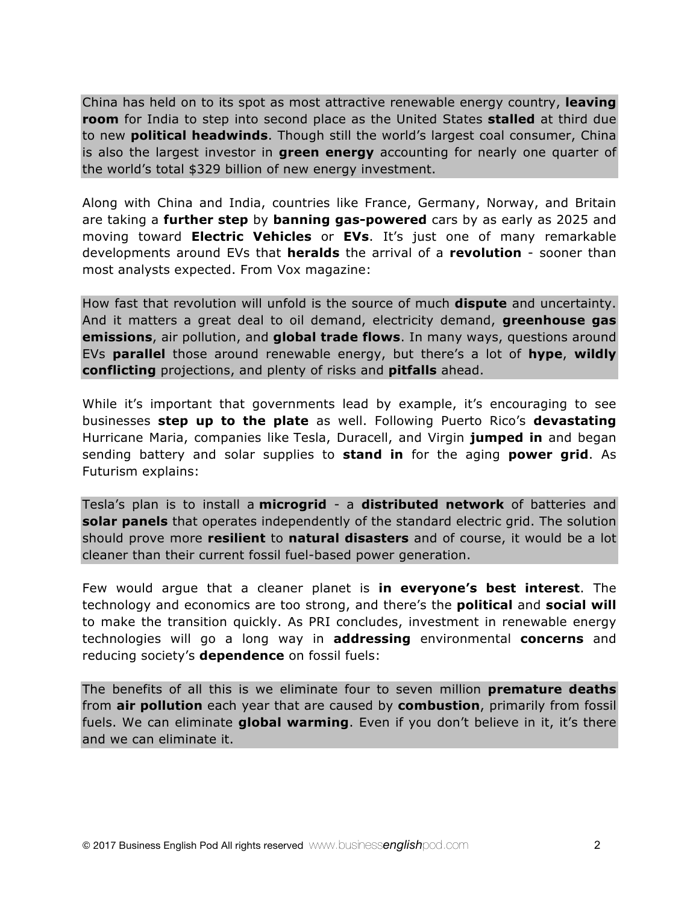China has held on to its spot as most attractive renewable energy country, **leaving room** for India to step into second place as the United States **stalled** at third due to new **political headwinds**. Though still the world's largest coal consumer, China is also the largest investor in **green energy** accounting for nearly one quarter of the world's total $329 billion of new energy investment.

Along with China and India, countries like France, Germany, Norway, and Britain are taking a **further step** by **banning gas-powered** cars by as early as 2025 and moving toward **Electric Vehicles** or **EVs**. It's just one of many remarkable developments around EVs that **heralds** the arrival of a **revolution** - sooner than most analysts expected. From Vox magazine:

How fast that revolution will unfold is the source of much **dispute** and uncertainty. And it matters a great deal to oil demand, electricity demand, **greenhouse gas emissions**, air pollution, and **global trade flows**. In many ways, questions around EVs **parallel** those around renewable energy, but there's a lot of **hype**, **wildly conflicting** projections, and plenty of risks and **pitfalls** ahead.

While it's important that governments lead by example, it's encouraging to see businesses **step up to the plate** as well. Following Puerto Rico's **devastating** Hurricane Maria, companies like Tesla, Duracell, and Virgin **jumped in** and began sending battery and solar supplies to **stand in** for the aging **power grid**. As Futurism explains:

Tesla's plan is to install a **microgrid** - a **distributed network** of batteries and **solar panels** that operates independently of the standard electric grid. The solution should prove more **resilient** to **natural disasters** and of course, it would be a lot cleaner than their current fossil fuel-based power generation.

Few would argue that a cleaner planet is **in everyone's best interest**. The technology and economics are too strong, and there's the **political** and **social will** to make the transition quickly. As PRI concludes, investment in renewable energy technologies will go a long way in **addressing** environmental **concerns** and reducing society's **dependence** on fossil fuels:

The benefits of all this is we eliminate four to seven million **premature deaths** from **air pollution** each year that are caused by **combustion**, primarily from fossil fuels. We can eliminate **global warming**. Even if you don't believe in it, it's there and we can eliminate it.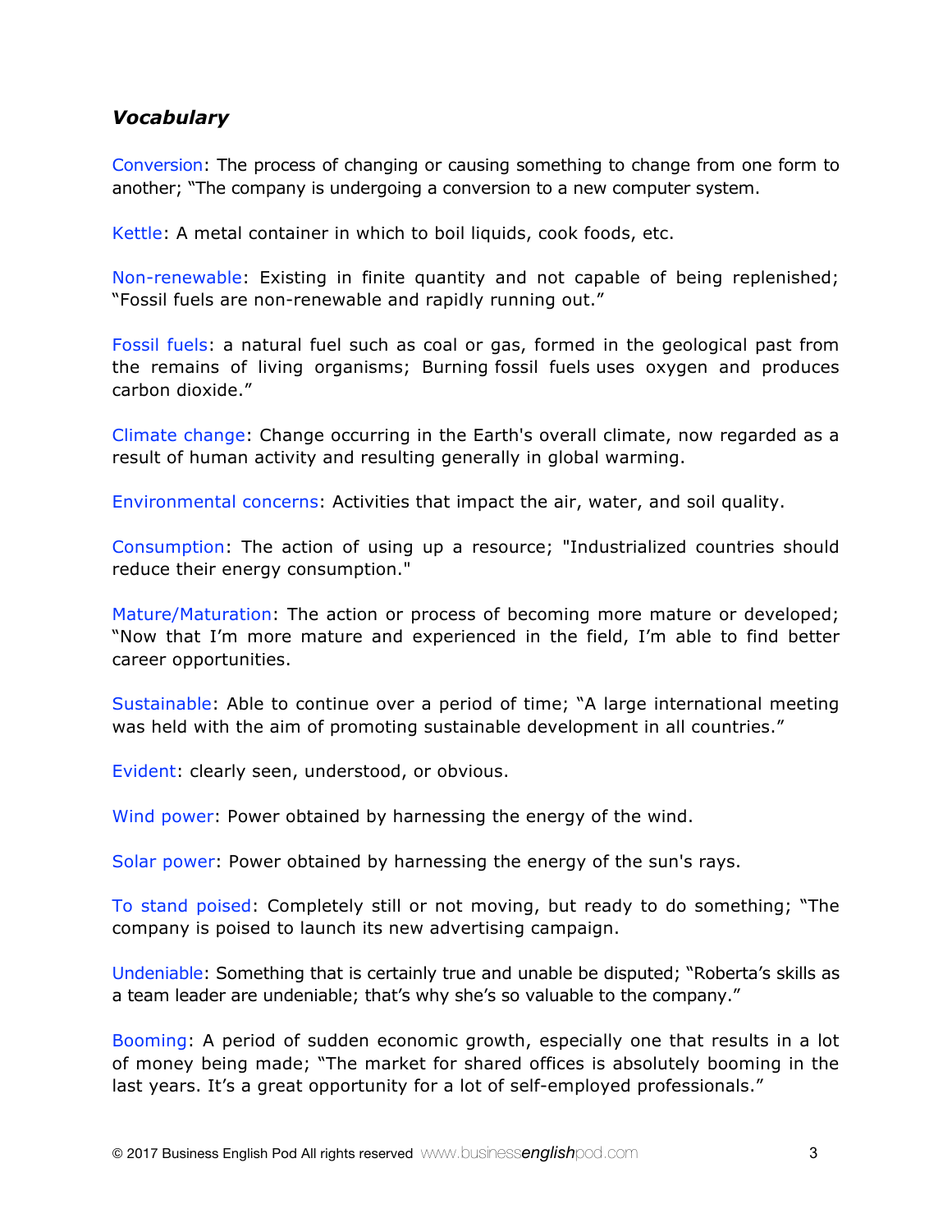### *Vocabulary*

Conversion: The process of changing or causing something to change from one form to another; "The company is undergoing a conversion to a new computer system.

Kettle: A metal container in which to boil liquids, cook foods, etc.

Non-renewable: Existing in finite quantity and not capable of being replenished; "Fossil fuels are non-renewable and rapidly running out."

Fossil fuels: a natural fuel such as coal or gas, formed in the geological past from the remains of living organisms; Burning fossil fuels uses oxygen and produces carbon dioxide."

Climate change: Change occurring in the Earth's overall climate, now regarded as a result of human activity and resulting generally in global warming.

Environmental concerns: Activities that impact the air, water, and soil quality.

Consumption: The action of using up a resource; "Industrialized countries should reduce their energy consumption."

Mature/Maturation: The action or process of becoming more mature or developed; "Now that I'm more mature and experienced in the field, I'm able to find better career opportunities.

Sustainable: Able to continue over a period of time; "A large international meeting was held with the aim of promoting sustainable development in all countries."

Evident: clearly seen, understood, or obvious.

Wind power: Power obtained by harnessing the energy of the wind.

Solar power: Power obtained by harnessing the energy of the sun's rays.

To stand poised: Completely still or not moving, but ready to do something; "The company is poised to launch its new advertising campaign.

Undeniable: Something that is certainly true and unable be disputed; "Roberta's skills as a team leader are undeniable; that's why she's so valuable to the company."

Booming: A period of sudden economic growth, especially one that results in a lot of money being made; "The market for shared offices is absolutely booming in the last years. It's a great opportunity for a lot of self-employed professionals."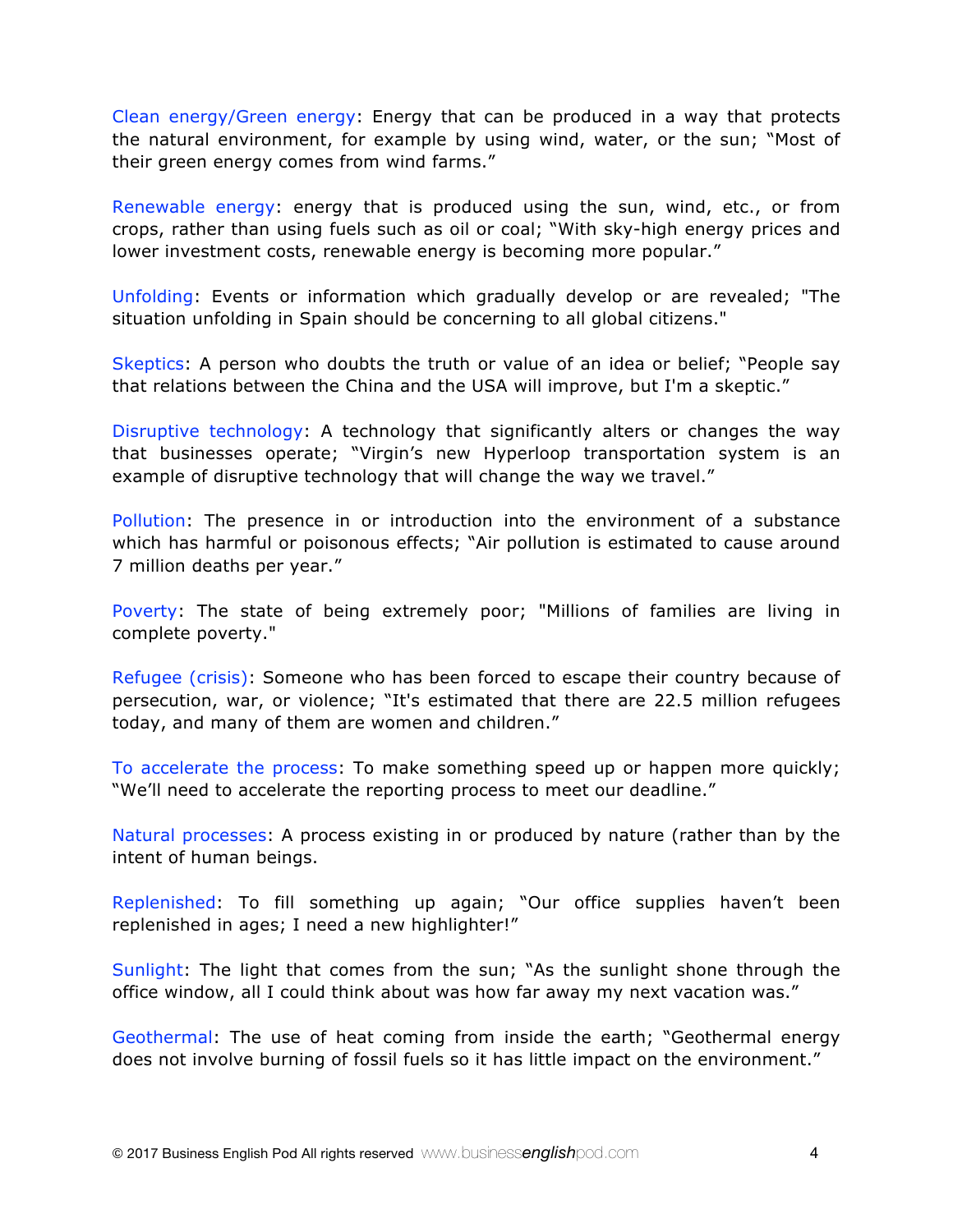Clean energy/Green energy: Energy that can be produced in a way that protects the natural environment, for example by using wind, water, or the sun; "Most of their green energy comes from wind farms."

Renewable energy: energy that is produced using the sun, wind, etc., or from crops, rather than using fuels such as oil or coal; "With sky-high energy prices and lower investment costs, renewable energy is becoming more popular."

Unfolding: Events or information which gradually develop or are revealed; "The situation unfolding in Spain should be concerning to all global citizens."

Skeptics: A person who doubts the truth or value of an idea or belief; "People say that relations between the China and the USA will improve, but I'm a skeptic."

Disruptive technology: A technology that significantly alters or changes the way that businesses operate; "Virgin's new Hyperloop transportation system is an example of disruptive technology that will change the way we travel."

Pollution: The presence in or introduction into the environment of a substance which has harmful or poisonous effects; "Air pollution is estimated to cause around 7 million deaths per year."

Poverty: The state of being extremely poor; "Millions of families are living in complete poverty."

Refugee (crisis): Someone who has been forced to escape their country because of persecution, war, or violence; "It's estimated that there are 22.5 million refugees today, and many of them are women and children."

To accelerate the process: To make something speed up or happen more quickly; "We'll need to accelerate the reporting process to meet our deadline."

Natural processes: A process existing in or produced by nature (rather than by the intent of human beings.

Replenished: To fill something up again; "Our office supplies haven't been replenished in ages; I need a new highlighter!"

Sunlight: The light that comes from the sun; "As the sunlight shone through the office window, all I could think about was how far away my next vacation was."

Geothermal: The use of heat coming from inside the earth; "Geothermal energy does not involve burning of fossil fuels so it has little impact on the environment."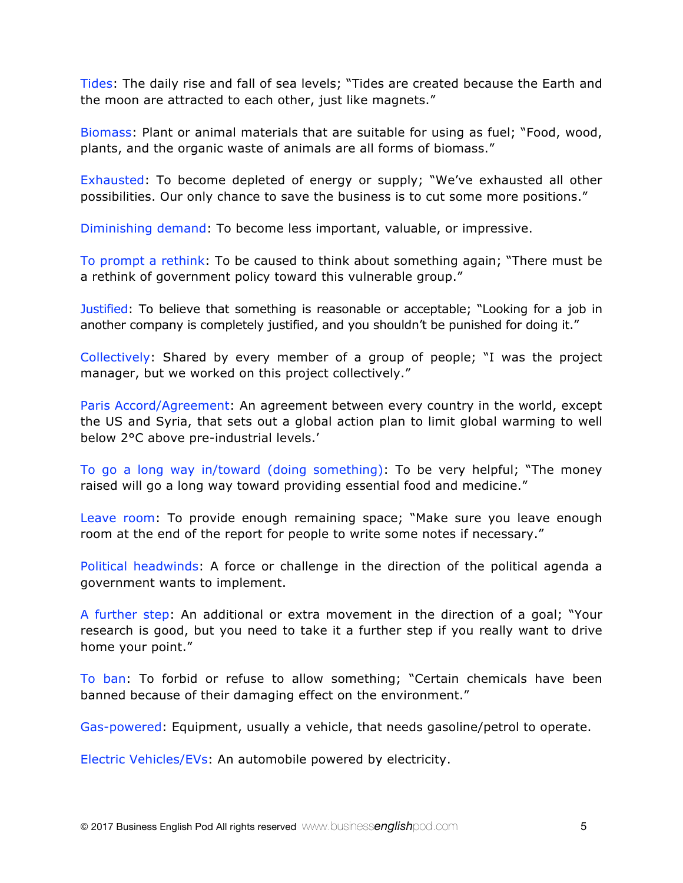Tides: The daily rise and fall of sea levels; "Tides are created because the Earth and the moon are attracted to each other, just like magnets."

Biomass: Plant or animal materials that are suitable for using as fuel; "Food, wood, plants, and the organic waste of animals are all forms of biomass."

Exhausted: To become depleted of energy or supply; "We've exhausted all other possibilities. Our only chance to save the business is to cut some more positions."

Diminishing demand: To become less important, valuable, or impressive.

To prompt a rethink: To be caused to think about something again; "There must be a rethink of government policy toward this vulnerable group."

Justified: To believe that something is reasonable or acceptable; "Looking for a job in another company is completely justified, and you shouldn't be punished for doing it."

Collectively: Shared by every member of a group of people; "I was the project manager, but we worked on this project collectively."

Paris Accord/Agreement: An agreement between every country in the world, except the US and Syria, that sets out a global action plan to limit global warming to well below 2°C above pre-industrial levels.'

To go a long way in/toward (doing something): To be very helpful; "The money raised will go a long way toward providing essential food and medicine."

Leave room: To provide enough remaining space; "Make sure you leave enough room at the end of the report for people to write some notes if necessary."

Political headwinds: A force or challenge in the direction of the political agenda a government wants to implement.

A further step: An additional or extra movement in the direction of a goal; "Your research is good, but you need to take it a further step if you really want to drive home your point."

To ban: To forbid or refuse to allow something; "Certain chemicals have been banned because of their damaging effect on the environment."

Gas-powered: Equipment, usually a vehicle, that needs gasoline/petrol to operate.

Electric Vehicles/EVs: An automobile powered by electricity.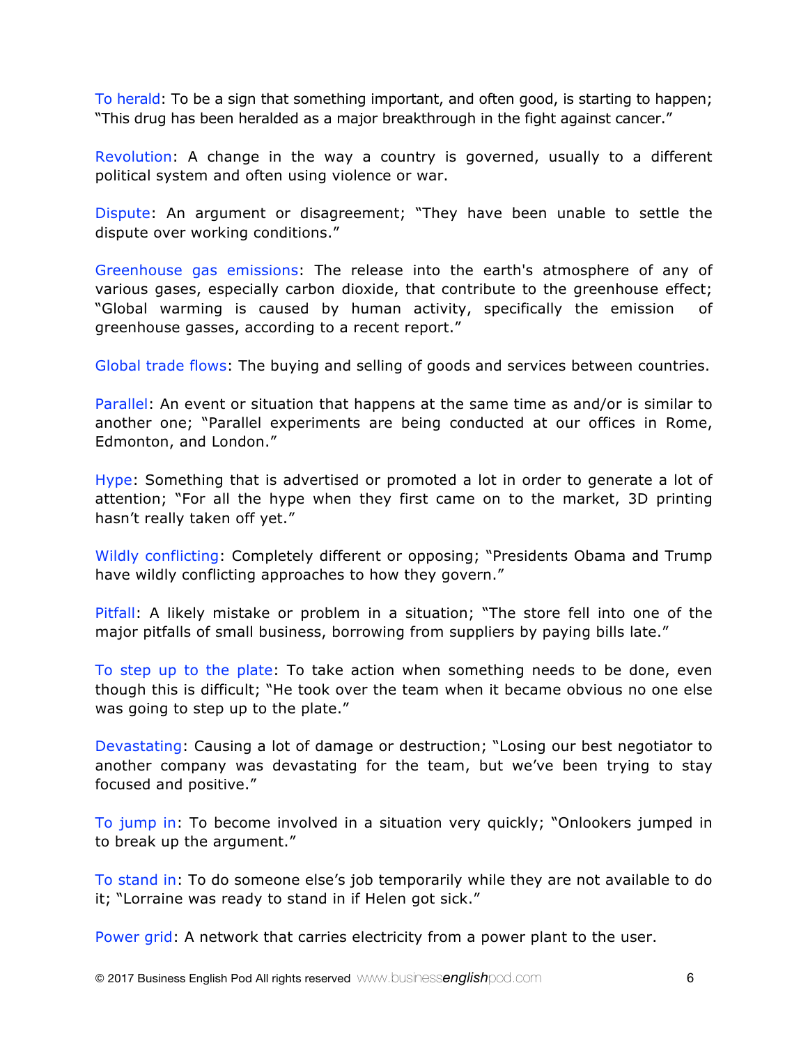To herald: To be a sign that something important, and often good, is starting to happen; "This drug has been heralded as a major breakthrough in the fight against cancer."

Revolution: A change in the way a country is governed, usually to a different political system and often using violence or war.

Dispute: An argument or disagreement; "They have been unable to settle the dispute over working conditions."

Greenhouse gas emissions: The release into the earth's atmosphere of any of various gases, especially carbon dioxide, that contribute to the greenhouse effect; "Global warming is caused by human activity, specifically the emission of greenhouse gasses, according to a recent report."

Global trade flows: The buying and selling of goods and services between countries.

Parallel: An event or situation that happens at the same time as and/or is similar to another one; "Parallel experiments are being conducted at our offices in Rome, Edmonton, and London."

Hype: Something that is advertised or promoted a lot in order to generate a lot of attention; "For all the hype when they first came on to the market, 3D printing hasn't really taken off yet."

Wildly conflicting: Completely different or opposing; "Presidents Obama and Trump have wildly conflicting approaches to how they govern."

Pitfall: A likely mistake or problem in a situation; "The store fell into one of the major pitfalls of small business, borrowing from suppliers by paying bills late."

To step up to the plate: To take action when something needs to be done, even though this is difficult; "He took over the team when it became obvious no one else was going to step up to the plate."

Devastating: Causing a lot of damage or destruction; "Losing our best negotiator to another company was devastating for the team, but we've been trying to stay focused and positive."

To jump in: To become involved in a situation very quickly; "Onlookers jumped in to break up the argument."

To stand in: To do someone else's job temporarily while they are not available to do it; "Lorraine was ready to stand in if Helen got sick."

Power grid: A network that carries electricity from a power plant to the user.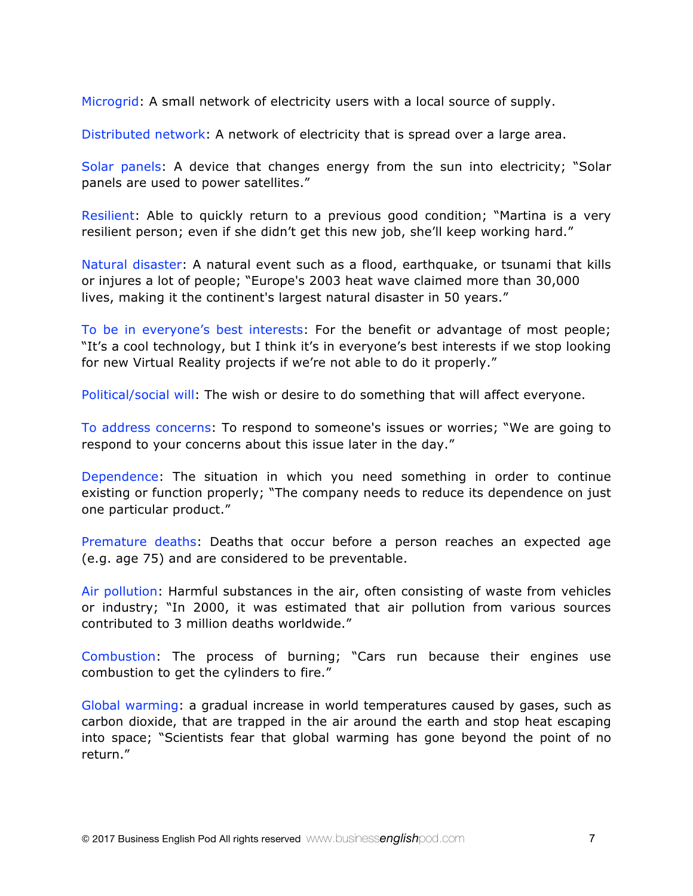Microgrid: A small network of electricity users with a local source of supply.

Distributed network: A network of electricity that is spread over a large area.

Solar panels: A device that changes energy from the sun into electricity; "Solar panels are used to power satellites."

Resilient: Able to quickly return to a previous good condition; "Martina is a very resilient person; even if she didn't get this new job, she'll keep working hard."

Natural disaster: A natural event such as a flood, earthquake, or tsunami that kills or injures a lot of people; "Europe's 2003 heat wave claimed more than 30,000 lives, making it the continent's largest natural disaster in 50 years."

To be in everyone's best interests: For the benefit or advantage of most people; "It's a cool technology, but I think it's in everyone's best interests if we stop looking for new Virtual Reality projects if we're not able to do it properly."

Political/social will: The wish or desire to do something that will affect everyone.

To address concerns: To respond to someone's issues or worries; "We are going to respond to your concerns about this issue later in the day."

Dependence: The situation in which you need something in order to continue existing or function properly; "The company needs to reduce its dependence on just one particular product."

Premature deaths: Deaths that occur before a person reaches an expected age (e.g. age 75) and are considered to be preventable.

Air pollution: Harmful substances in the air, often consisting of waste from vehicles or industry; "In 2000, it was estimated that air pollution from various sources contributed to 3 million deaths worldwide."

Combustion: The process of burning; "Cars run because their engines use combustion to get the cylinders to fire."

Global warming: a gradual increase in world temperatures caused by gases, such as carbon dioxide, that are trapped in the air around the earth and stop heat escaping into space; "Scientists fear that global warming has gone beyond the point of no return."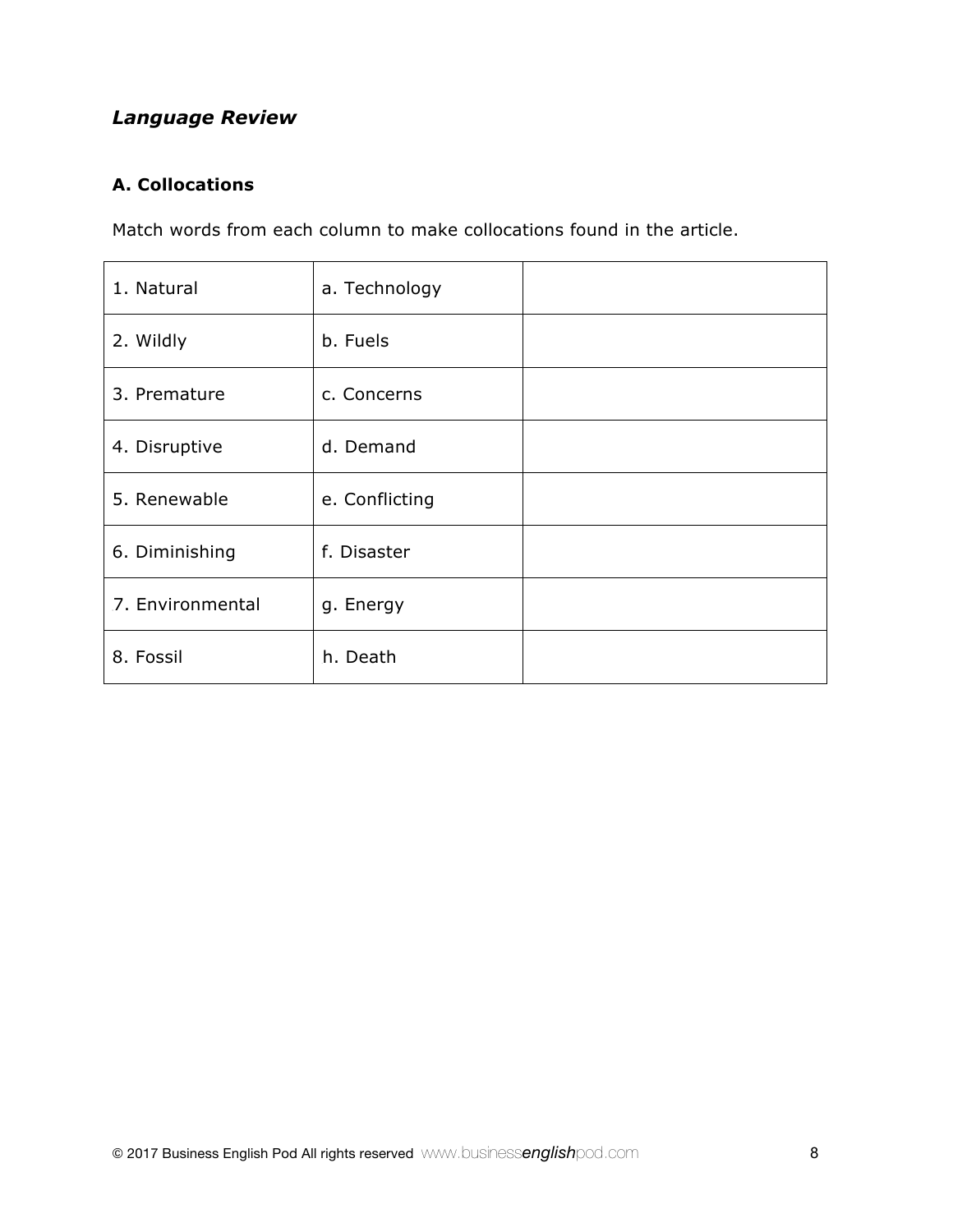*Language Review*

**A. Collocations**

Match words from each column to make collocations found in the article.

| | | |
|---|---|---|
| 1. Natural | a. Technology | |
| 2. Wildly | b. Fuels | |
| 3. Premature | c. Concerns | |
| 4. Disruptive | d. Demand | |
| 5. Renewable | e. Conflicting | |
| 6. Diminishing | f. Disaster | |
| 7. Environmental | g. Energy | |
| 8. Fossil | h. Death | |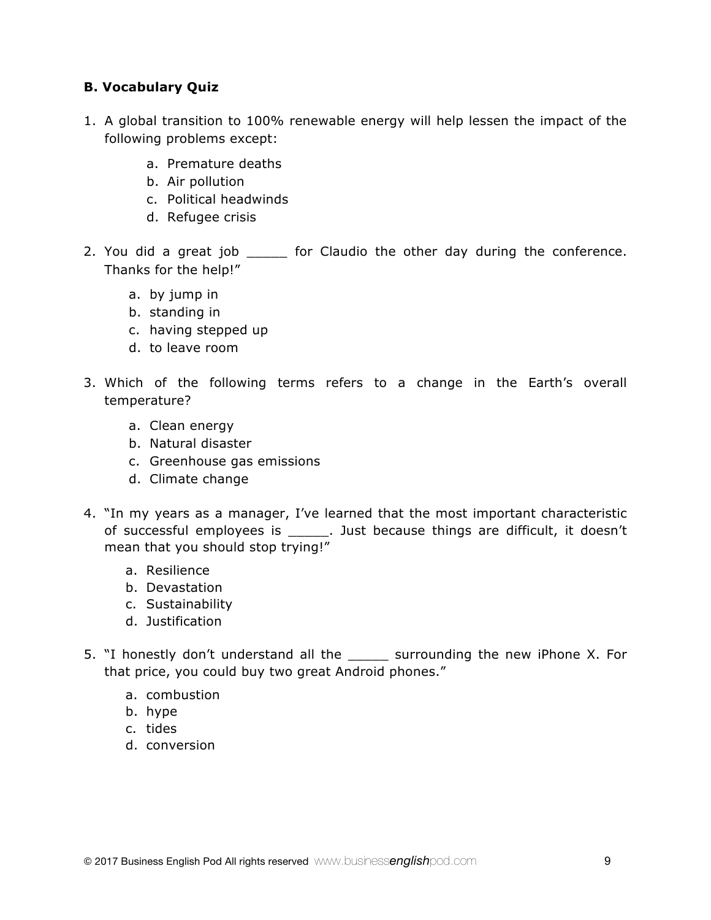**B. Vocabulary Quiz**

1. A global transition to 100% renewable energy will help lessen the impact of the following problems except:
    a. Premature deaths
    b. Air pollution
    c. Political headwinds
    d. Refugee crisis

2. You did a great job _____ for Claudio the other day during the conference. Thanks for the help!"
    a. by jump in
    b. standing in
    c. having stepped up
    d. to leave room

3. Which of the following terms refers to a change in the Earth's overall temperature?
    a. Clean energy
    b. Natural disaster
    c. Greenhouse gas emissions
    d. Climate change

4. "In my years as a manager, I've learned that the most important characteristic of successful employees is _____. Just because things are difficult, it doesn't mean that you should stop trying!"
    a. Resilience
    b. Devastation
    c. Sustainability
    d. Justification

5. "I honestly don't understand all the _____ surrounding the new iPhone X. For that price, you could buy two great Android phones."
    a. combustion
    b. hype
    c. tides
    d. conversion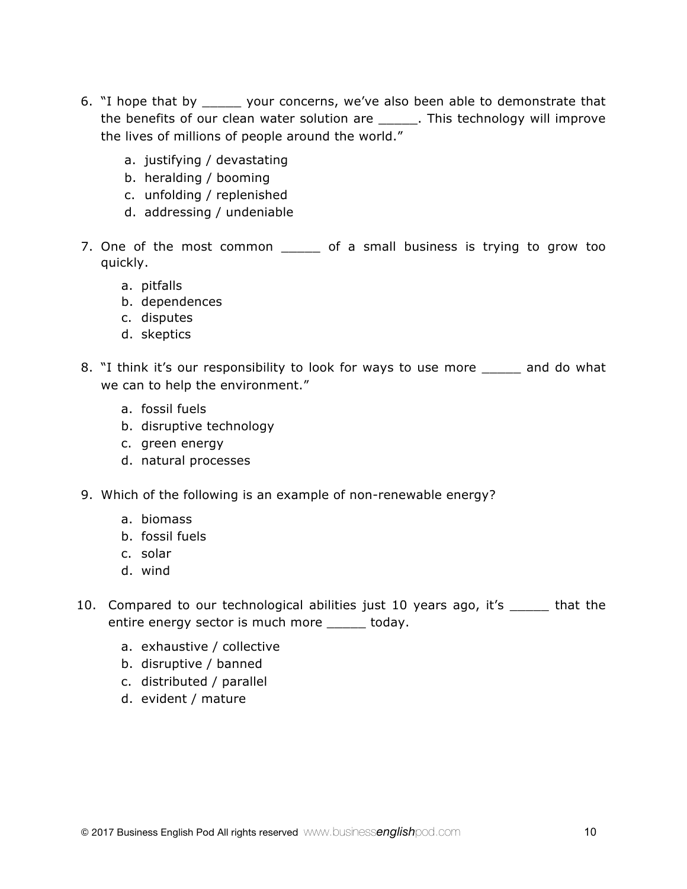6. "I hope that by _____ your concerns, we've also been able to demonstrate that the benefits of our clean water solution are _____. This technology will improve the lives of millions of people around the world."

   a. justifying / devastating
   b. heralding / booming
   c. unfolding / replenished
   d. addressing / undeniable

7. One of the most common _____ of a small business is trying to grow too quickly.

   a. pitfalls
   b. dependences
   c. disputes
   d. skeptics

8. "I think it's our responsibility to look for ways to use more _____ and do what we can to help the environment."

   a. fossil fuels
   b. disruptive technology
   c. green energy
   d. natural processes

9. Which of the following is an example of non-renewable energy?

   a. biomass
   b. fossil fuels
   c. solar
   d. wind

10. Compared to our technological abilities just 10 years ago, it's _____ that the entire energy sector is much more _____ today.

    a. exhaustive / collective
    b. disruptive / banned
    c. distributed / parallel
    d. evident / mature

© 2017 Business English Pod All rights reserved www.businessenglishpod.com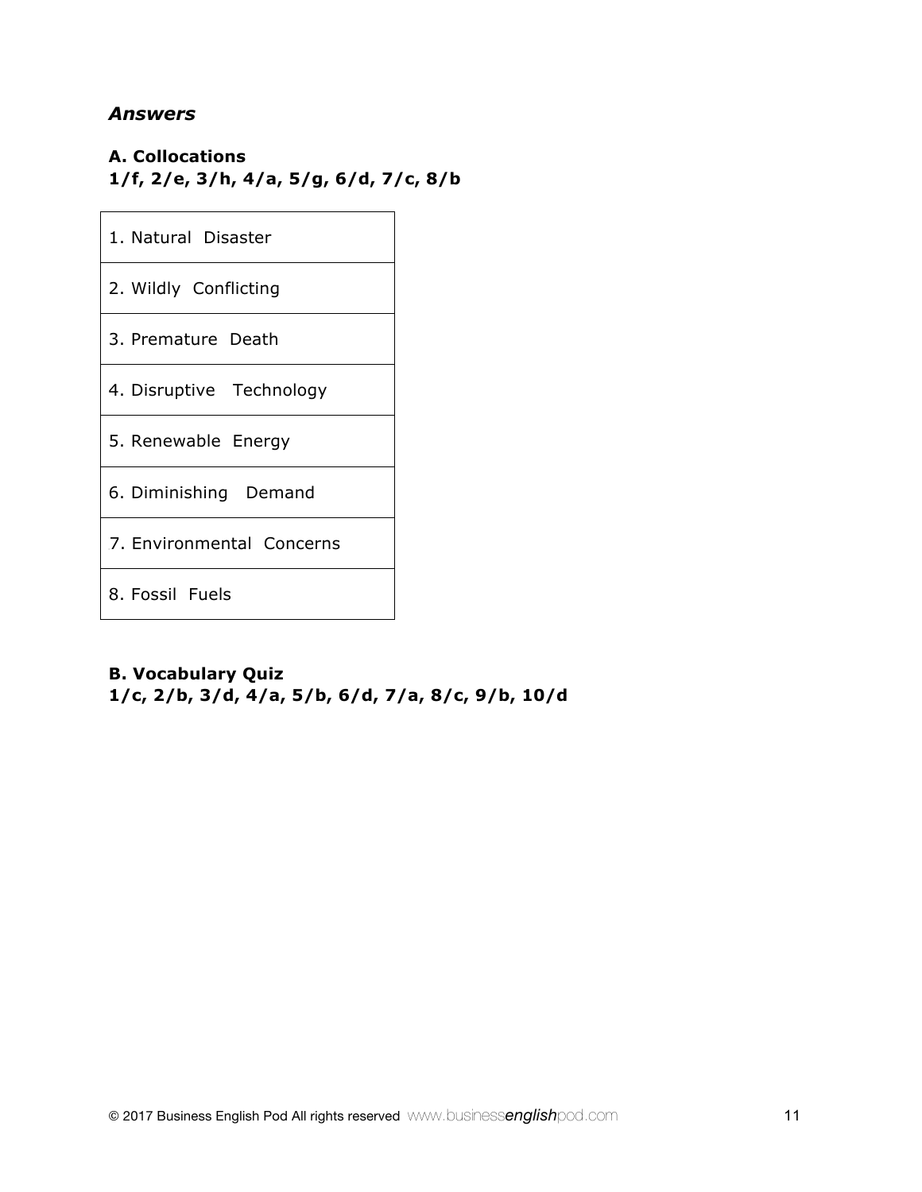*Answers*

**A. Collocations**
**1/f, 2/e, 3/h, 4/a, 5/g, 6/d, 7/c, 8/b**

| |
|---|
| 1. Natural Disaster |
| 2. Wildly Conflicting |
| 3. Premature Death |
| 4. Disruptive Technology |
| 5. Renewable Energy |
| 6. Diminishing Demand |
| 7. Environmental Concerns |
| 8. Fossil Fuels |

**B. Vocabulary Quiz**
**1/c, 2/b, 3/d, 4/a, 5/b, 6/d, 7/a, 8/c, 9/b, 10/d**

© 2017 Business English Pod All rights reserved www.businessenglishpod.com